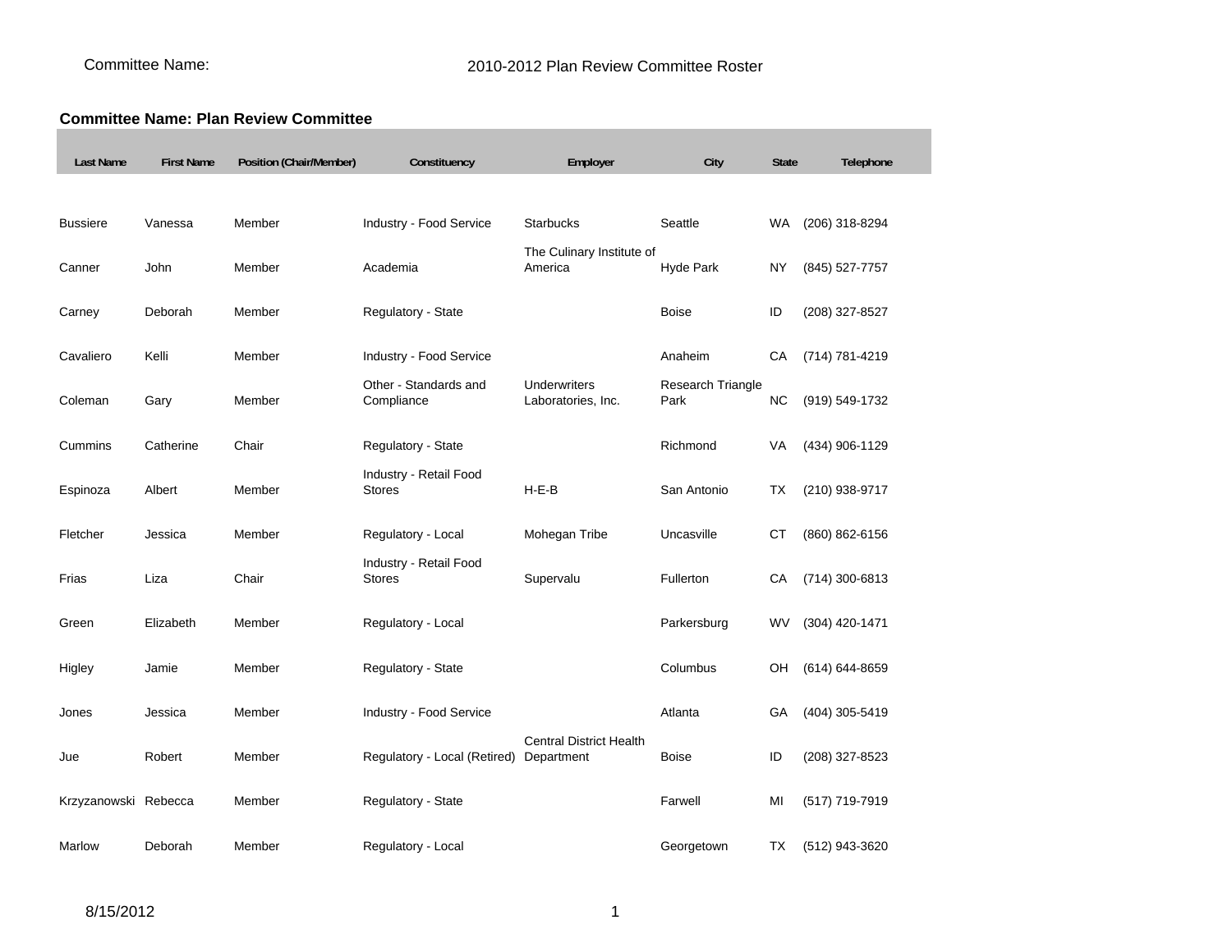Committee Name: 2010-2012 Plan Review Committee Roster

**Committee Name: Plan Review Committee**

| Last Name | First Name | Position (Chair/Member) | Constituency | Employer | City | State | Telephone |
|---|---|---|---|---|---|---|---|
| Bussiere | Vanessa | Member | Industry - Food Service | Starbucks | Seattle | WA | (206) 318-8294 |
| Canner | John | Member | Academia | The Culinary Institute of America | Hyde Park | NY | (845) 527-7757 |
| Carney | Deborah | Member | Regulatory - State | | Boise | ID | (208) 327-8527 |
| Cavaliero | Kelli | Member | Industry - Food Service | | Anaheim | CA | (714) 781-4219 |
| Coleman | Gary | Member | Other - Standards and Compliance | Underwriters Laboratories, Inc. | Research Triangle Park | NC | (919) 549-1732 |
| Cummins | Catherine | Chair | Regulatory - State | | Richmond | VA | (434) 906-1129 |
| Espinoza | Albert | Member | Industry - Retail Food Stores | H-E-B | San Antonio | TX | (210) 938-9717 |
| Fletcher | Jessica | Member | Regulatory - Local | Mohegan Tribe | Uncasville | CT | (860) 862-6156 |
| Frias | Liza | Chair | Industry - Retail Food Stores | Supervalu | Fullerton | CA | (714) 300-6813 |
| Green | Elizabeth | Member | Regulatory - Local | | Parkersburg | WV | (304) 420-1471 |
| Higley | Jamie | Member | Regulatory - State | | Columbus | OH | (614) 644-8659 |
| Jones | Jessica | Member | Industry - Food Service | | Atlanta | GA | (404) 305-5419 |
| Jue | Robert | Member | Regulatory - Local (Retired) | Central District Health Department | Boise | ID | (208) 327-8523 |
| Krzyzanowski | Rebecca | Member | Regulatory - State | | Farwell | MI | (517) 719-7919 |
| Marlow | Deborah | Member | Regulatory - Local | | Georgetown | TX | (512) 943-3620 |

8/15/2012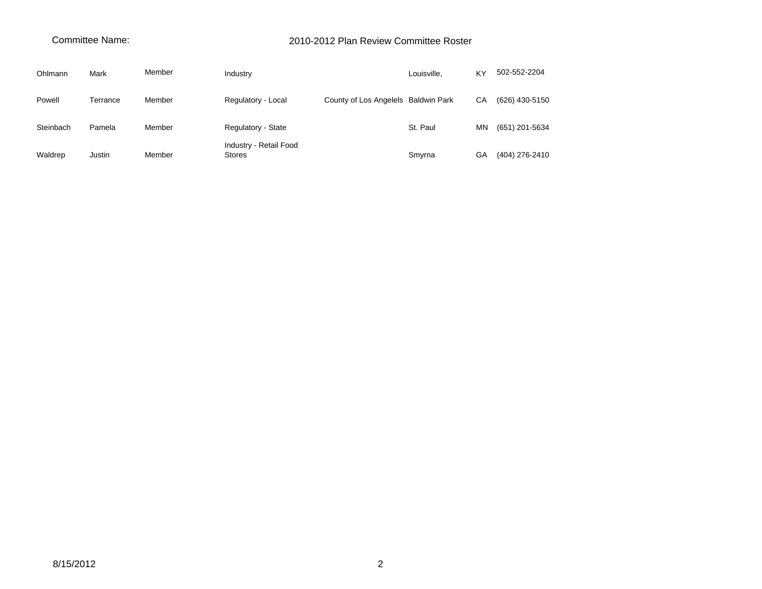Committee Name: 2010-2012 Plan Review Committee Roster

| | | | | | | | |
|---|---|---|---|---|---|---|---|
| Ohlmann | Mark | Member | Industry | | Louisville, | KY | 502-552-2204 |
| Powell | Terrance | Member | Regulatory - Local | County of Los Angelels | Baldwin Park | CA | (626) 430-5150 |
| Steinbach | Pamela | Member | Regulatory - State | | St. Paul | MN | (651) 201-5634 |
| Waldrep | Justin | Member | Industry - Retail Food Stores | | Smyrna | GA | (404) 276-2410 |

8/15/2012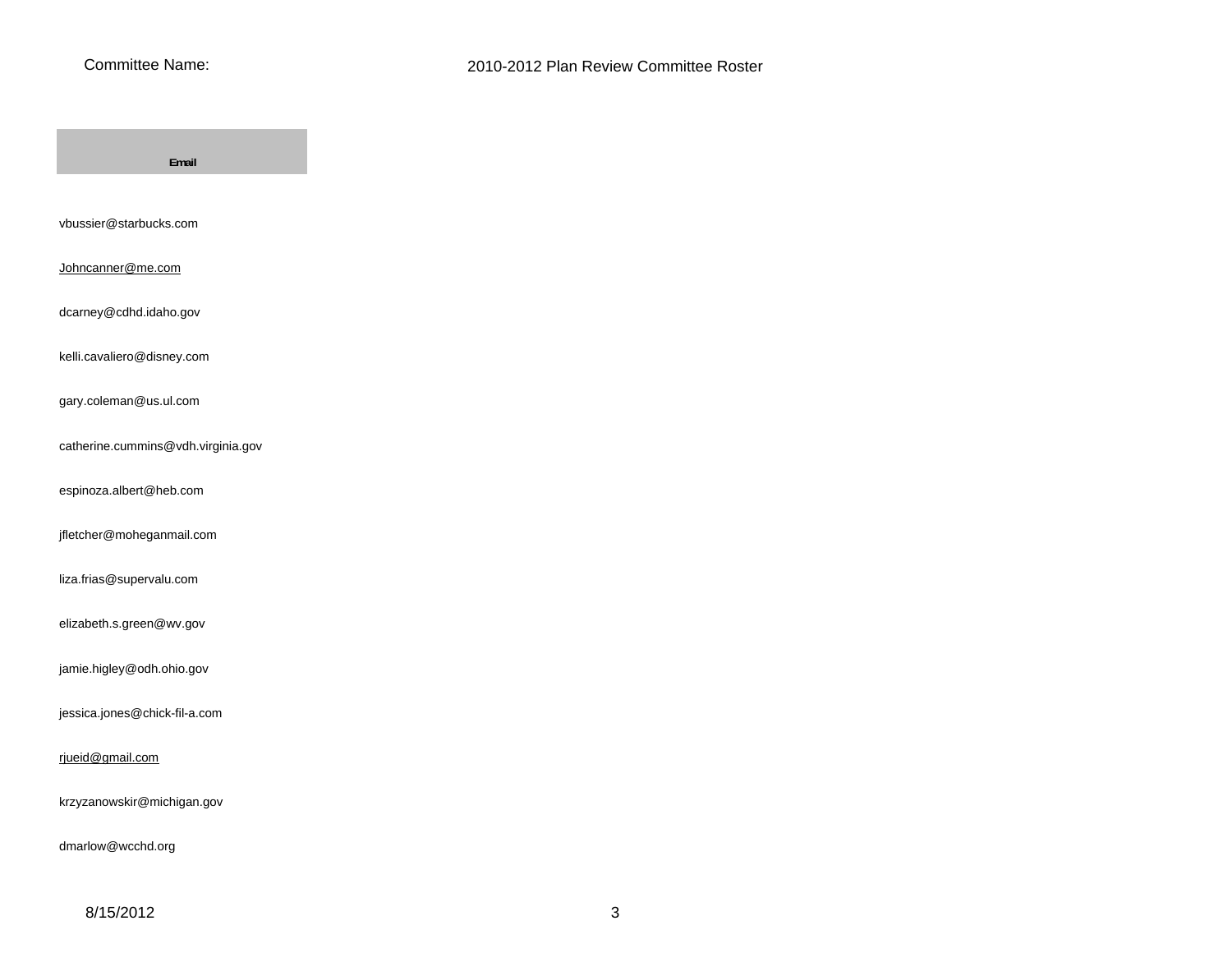Committee Name: 2010-2012 Plan Review Committee Roster

| Email |
|---|
| vbussier@starbucks.com |
| Johncanner@me.com |
| dcarney@cdhd.idaho.gov |
| kelli.cavaliero@disney.com |
| gary.coleman@us.ul.com |
| catherine.cummins@vdh.virginia.gov |
| espinoza.albert@heb.com |
| jfletcher@moheganmail.com |
| liza.frias@supervalu.com |
| elizabeth.s.green@wv.gov |
| jamie.higley@odh.ohio.gov |
| jessica.jones@chick-fil-a.com |
| rjueid@gmail.com |
| krzyzanowskir@michigan.gov |
| dmarlow@wcchd.org |

8/15/2012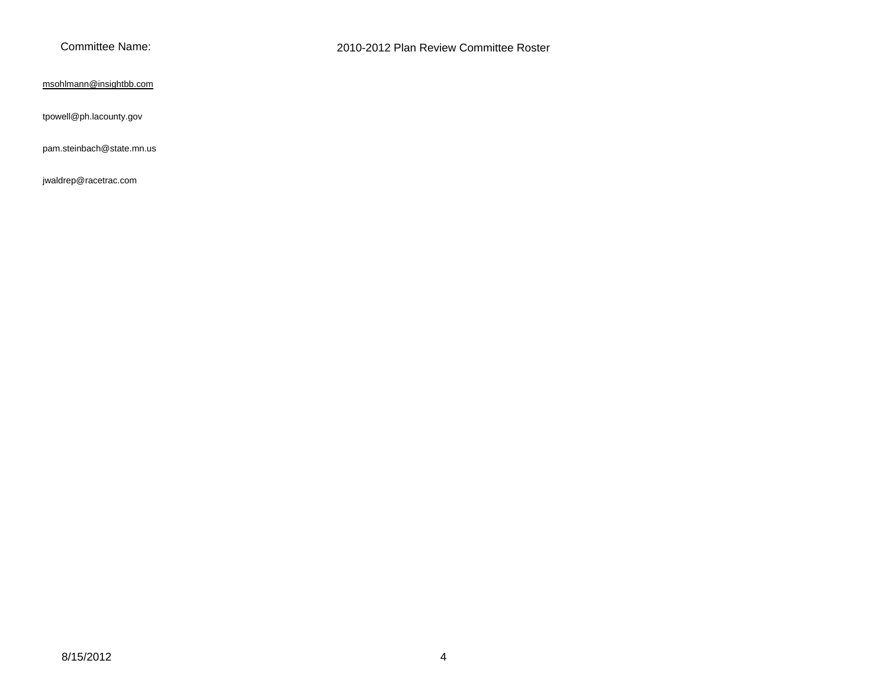Committee Name: 2010-2012 Plan Review Committee Roster

msohlmann@insightbb.com

tpowell@ph.lacounty.gov

pam.steinbach@state.mn.us

jwaldrep@racetrac.com

8/15/2012